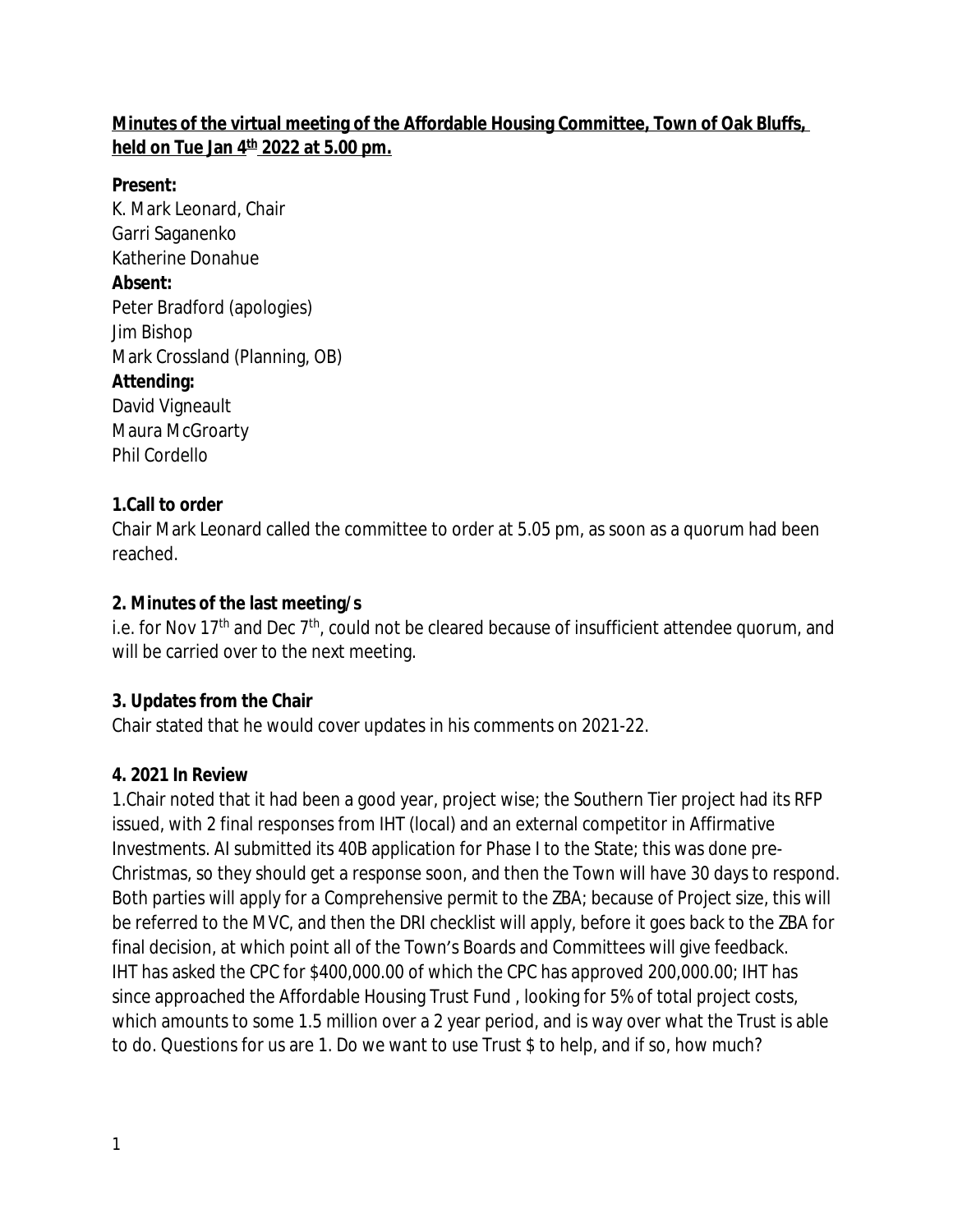**Minutes of the virtual meeting of the Affordable Housing Committee, Town of Oak Bluffs, held on Tue Jan 4th 2022 at 5.00 pm.**

**Present:**
K. Mark Leonard, Chair
Garri Saganenko
Katherine Donahue

**Absent:**
Peter Bradford (apologies)
Jim Bishop
Mark Crossland (Planning, OB)

**Attending:**
David Vigneault
Maura McGroarty
Phil Cordello

**1.Call to order**

Chair Mark Leonard called the committee to order at 5.05 pm, as soon as a quorum had been reached.

**2. Minutes of the last meeting/s**

i.e. for Nov 17th and Dec 7th, could not be cleared because of insufficient attendee quorum, and will be carried over to the next meeting.

**3. Updates from the Chair**

Chair stated that he would cover updates in his comments on 2021-22.

**4. 2021 In Review**

1.Chair noted that it had been a good year, project wise; the Southern Tier project had its RFP issued, with 2 final responses from IHT (local) and an external competitor in Affirmative Investments. AI submitted its 40B application for Phase I to the State; this was done pre-Christmas, so they should get a response soon, and then the Town will have 30 days to respond. Both parties will apply for a Comprehensive permit to the ZBA; because of Project size, this will be referred to the MVC, and then the DRI checklist will apply, before it goes back to the ZBA for final decision, at which point all of the Town's Boards and Committees will give feedback.
IHT has asked the CPC for $400,000.00 of which the CPC has approved 200,000.00; IHT has since approached the Affordable Housing Trust Fund , looking for 5% of total project costs, which amounts to some 1.5 million over a 2 year period, and is way over what the Trust is able to do. Questions for us are 1. Do we want to use Trust $ to help, and if so, how much?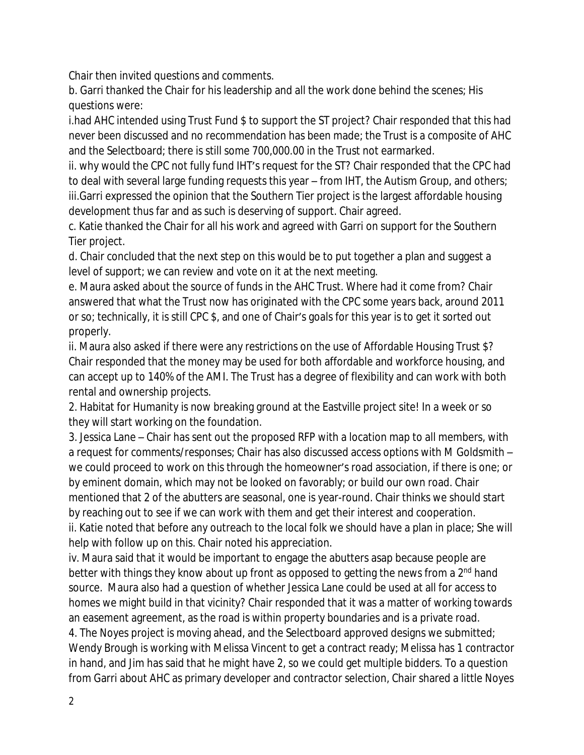Chair then invited questions and comments.

b. Garri thanked the Chair for his leadership and all the work done behind the scenes; His questions were:

i.had AHC intended using Trust Fund $ to support the ST project? Chair responded that this had never been discussed and no recommendation has been made; the Trust is a composite of AHC and the Selectboard; there is still some 700,000.00 in the Trust not earmarked.

ii. why would the CPC not fully fund IHT's request for the ST? Chair responded that the CPC had to deal with several large funding requests this year – from IHT, the Autism Group, and others;

iii.Garri expressed the opinion that the Southern Tier project is the largest affordable housing development thus far and as such is deserving of support. Chair agreed.

c. Katie thanked the Chair for all his work and agreed with Garri on support for the Southern Tier project.

d. Chair concluded that the next step on this would be to put together a plan and suggest a level of support; we can review and vote on it at the next meeting.

e. Maura asked about the source of funds in the AHC Trust. Where had it come from? Chair answered that what the Trust now has originated with the CPC some years back, around 2011 or so; technically, it is still CPC $, and one of Chair's goals for this year is to get it sorted out properly.

ii. Maura also asked if there were any restrictions on the use of Affordable Housing Trust $? Chair responded that the money may be used for both affordable and workforce housing, and can accept up to 140% of the AMI. The Trust has a degree of flexibility and can work with both rental and ownership projects.

2. Habitat for Humanity is now breaking ground at the Eastville project site! In a week or so they will start working on the foundation.

3. Jessica Lane – Chair has sent out the proposed RFP with a location map to all members, with a request for comments/responses; Chair has also discussed access options with M Goldsmith – we could proceed to work on this through the homeowner's road association, if there is one; or by eminent domain, which may not be looked on favorably; or build our own road. Chair mentioned that 2 of the abutters are seasonal, one is year-round. Chair thinks we should start by reaching out to see if we can work with them and get their interest and cooperation.

ii. Katie noted that before any outreach to the local folk we should have a plan in place; She will help with follow up on this. Chair noted his appreciation.

iv. Maura said that it would be important to engage the abutters asap because people are better with things they know about up front as opposed to getting the news from a 2nd hand source. Maura also had a question of whether Jessica Lane could be used at all for access to homes we might build in that vicinity? Chair responded that it was a matter of working towards an easement agreement, as the road is within property boundaries and is a private road.

4. The Noyes project is moving ahead, and the Selectboard approved designs we submitted; Wendy Brough is working with Melissa Vincent to get a contract ready; Melissa has 1 contractor in hand, and Jim has said that he might have 2, so we could get multiple bidders. To a question from Garri about AHC as primary developer and contractor selection, Chair shared a little Noyes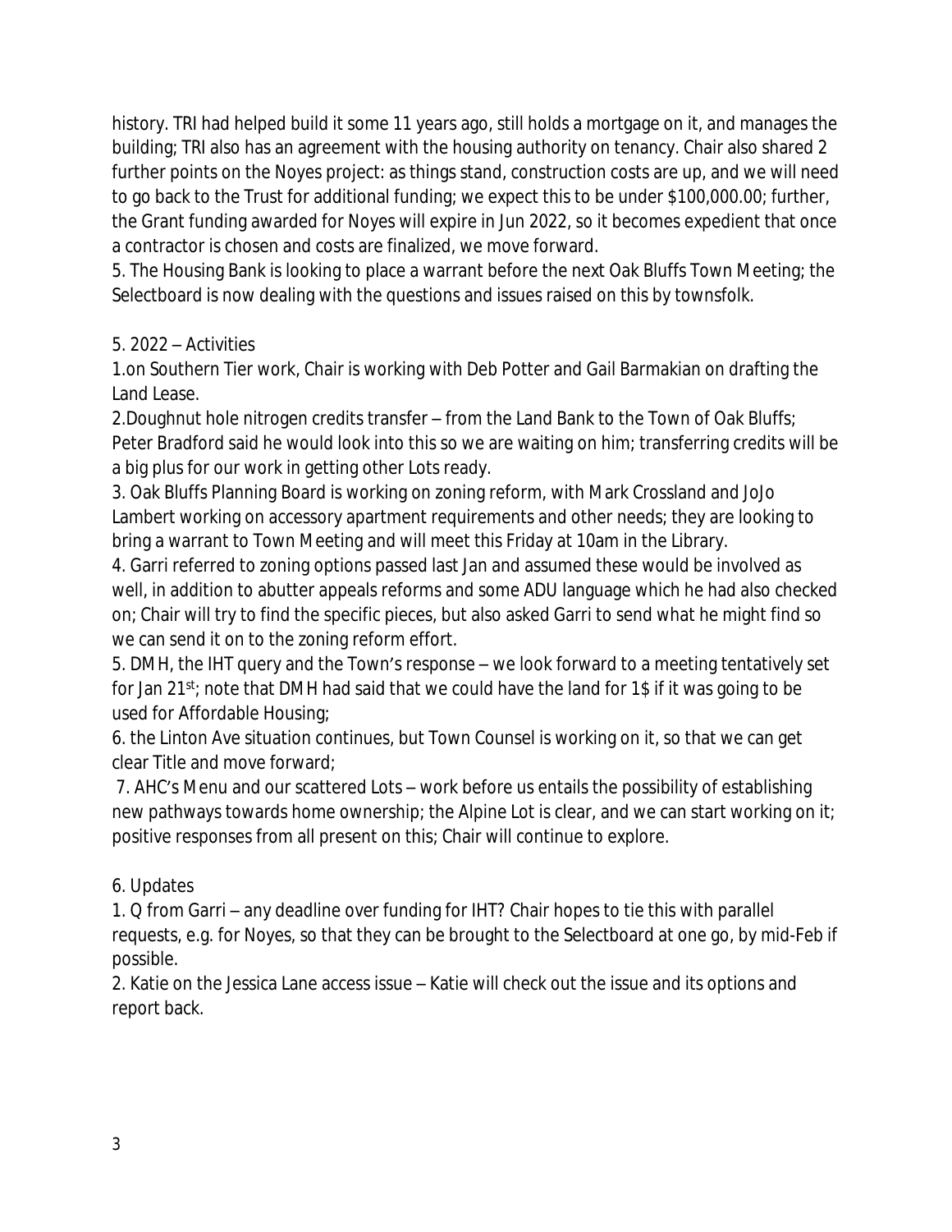history. TRI had helped build it some 11 years ago, still holds a mortgage on it, and manages the building; TRI also has an agreement with the housing authority on tenancy. Chair also shared 2 further points on the Noyes project: as things stand, construction costs are up, and we will need to go back to the Trust for additional funding; we expect this to be under $100,000.00; further, the Grant funding awarded for Noyes will expire in Jun 2022, so it becomes expedient that once a contractor is chosen and costs are finalized, we move forward.

5. The Housing Bank is looking to place a warrant before the next Oak Bluffs Town Meeting; the Selectboard is now dealing with the questions and issues raised on this by townsfolk.

5. 2022 – Activities

1.on Southern Tier work, Chair is working with Deb Potter and Gail Barmakian on drafting the Land Lease.

2.Doughnut hole nitrogen credits transfer – from the Land Bank to the Town of Oak Bluffs; Peter Bradford said he would look into this so we are waiting on him; transferring credits will be a big plus for our work in getting other Lots ready.

3. Oak Bluffs Planning Board is working on zoning reform, with Mark Crossland and JoJo Lambert working on accessory apartment requirements and other needs; they are looking to bring a warrant to Town Meeting and will meet this Friday at 10am in the Library.

4. Garri referred to zoning options passed last Jan and assumed these would be involved as well, in addition to abutter appeals reforms and some ADU language which he had also checked on; Chair will try to find the specific pieces, but also asked Garri to send what he might find so we can send it on to the zoning reform effort.

5. DMH, the IHT query and the Town's response – we look forward to a meeting tentatively set for Jan 21st; note that DMH had said that we could have the land for 1$ if it was going to be used for Affordable Housing;

6. the Linton Ave situation continues, but Town Counsel is working on it, so that we can get clear Title and move forward;

7. AHC's Menu and our scattered Lots – work before us entails the possibility of establishing new pathways towards home ownership; the Alpine Lot is clear, and we can start working on it; positive responses from all present on this; Chair will continue to explore.

6. Updates

1. Q from Garri – any deadline over funding for IHT? Chair hopes to tie this with parallel requests, e.g. for Noyes, so that they can be brought to the Selectboard at one go, by mid-Feb if possible.

2. Katie on the Jessica Lane access issue – Katie will check out the issue and its options and report back.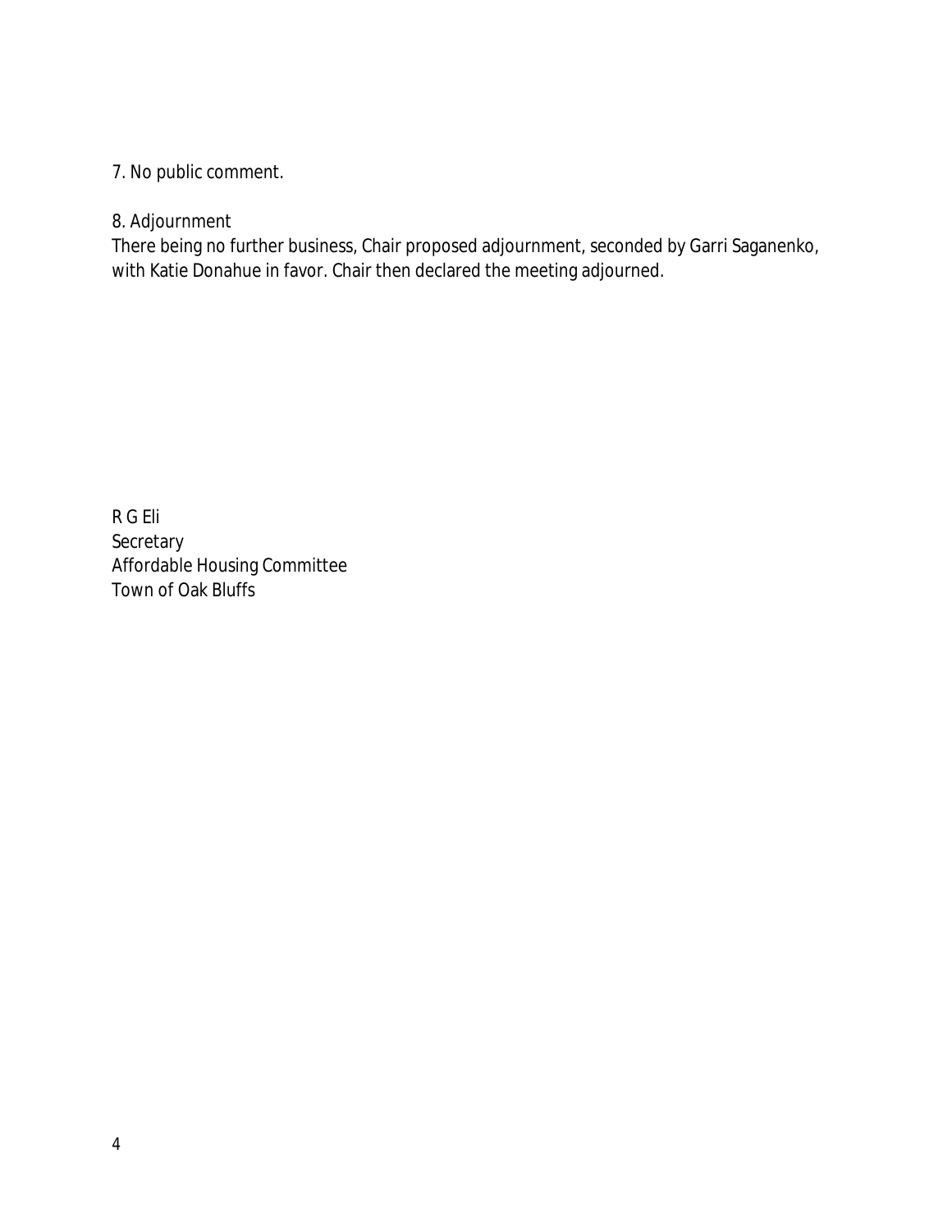7. No public comment.

8. Adjournment

There being no further business, Chair proposed adjournment, seconded by Garri Saganenko, with Katie Donahue in favor. Chair then declared the meeting adjourned.

R G Eli
Secretary
Affordable Housing Committee
Town of Oak Bluffs